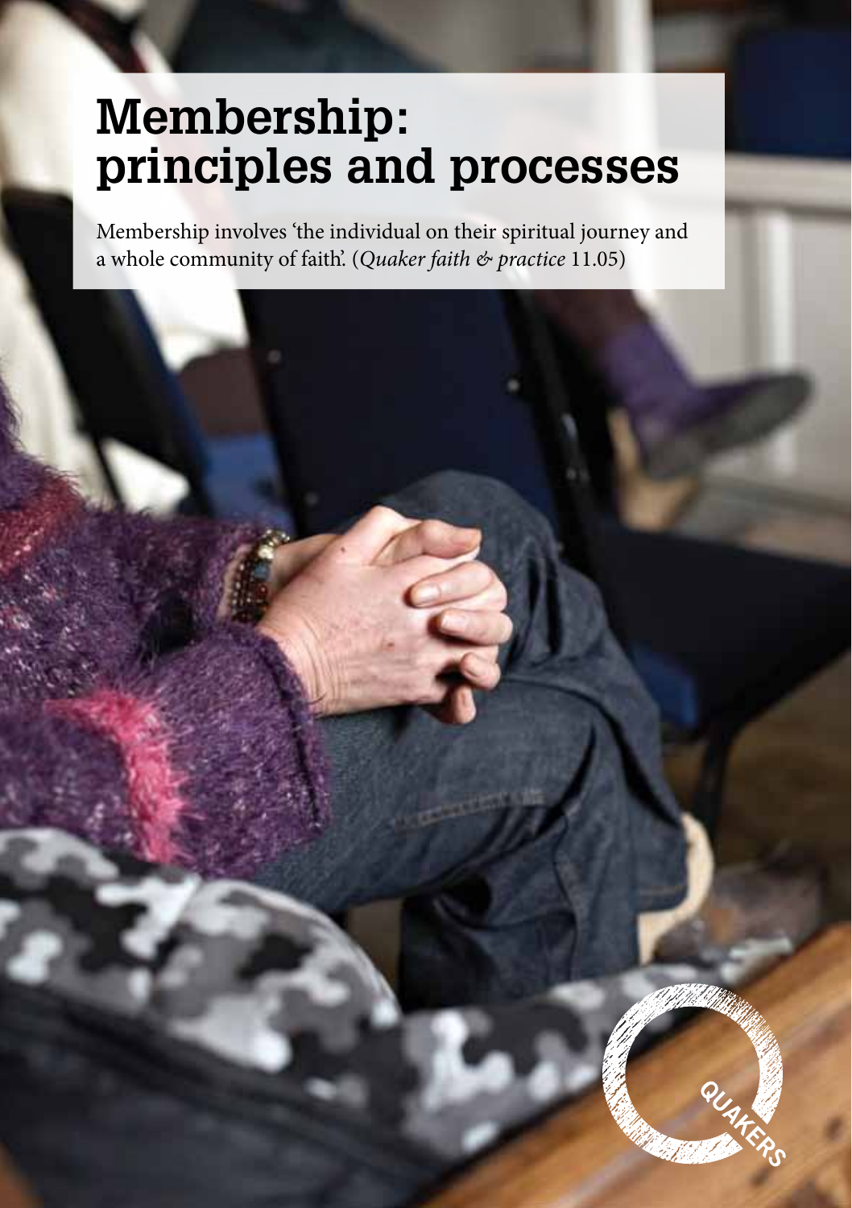# Membership: principles and processes

Membership involves 'the individual on their spiritual journey and a whole community of faith'. (*Quaker faith & practice* 11.05)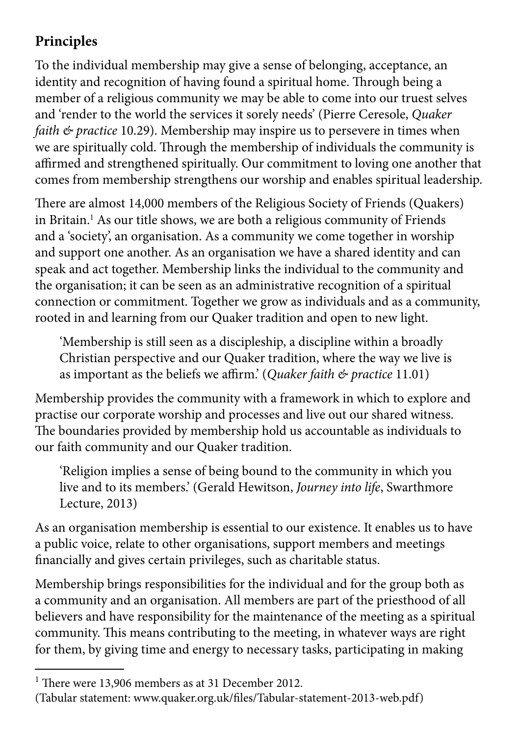## Principles

To the individual membership may give a sense of belonging, acceptance, an identity and recognition of having found a spiritual home. Through being a member of a religious community we may be able to come into our truest selves and 'render to the world the services it sorely needs' (Pierre Ceresole, *Quaker faith & practice* 10.29). Membership may inspire us to persevere in times when we are spiritually cold. Through the membership of individuals the community is affirmed and strengthened spiritually. Our commitment to loving one another that comes from membership strengthens our worship and enables spiritual leadership.

There are almost 14,000 members of the Religious Society of Friends (Quakers) in Britain.[1] As our title shows, we are both a religious community of Friends and a 'society', an organisation. As a community we come together in worship and support one another. As an organisation we have a shared identity and can speak and act together. Membership links the individual to the community and the organisation; it can be seen as an administrative recognition of a spiritual connection or commitment. Together we grow as individuals and as a community, rooted in and learning from our Quaker tradition and open to new light.

> 'Membership is still seen as a discipleship, a discipline within a broadly Christian perspective and our Quaker tradition, where the way we live is as important as the beliefs we affirm.' (*Quaker faith & practice* 11.01)

Membership provides the community with a framework in which to explore and practise our corporate worship and processes and live out our shared witness. The boundaries provided by membership hold us accountable as individuals to our faith community and our Quaker tradition.

> 'Religion implies a sense of being bound to the community in which you live and to its members.' (Gerald Hewitson, *Journey into life*, Swarthmore Lecture, 2013)

As an organisation membership is essential to our existence. It enables us to have a public voice, relate to other organisations, support members and meetings financially and gives certain privileges, such as charitable status.

Membership brings responsibilities for the individual and for the group both as a community and an organisation. All members are part of the priesthood of all believers and have responsibility for the maintenance of the meeting as a spiritual community. This means contributing to the meeting, in whatever ways are right for them, by giving time and energy to necessary tasks, participating in making

---

[1] There were 13,906 members as at 31 December 2012.
(Tabular statement: www.quaker.org.uk/files/Tabular-statement-2013-web.pdf)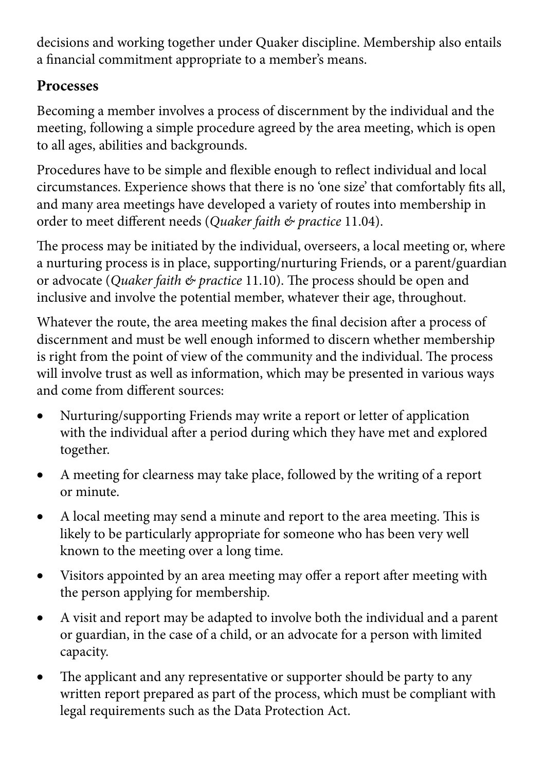decisions and working together under Quaker discipline. Membership also entails a financial commitment appropriate to a member's means.

## Processes

Becoming a member involves a process of discernment by the individual and the meeting, following a simple procedure agreed by the area meeting, which is open to all ages, abilities and backgrounds.

Procedures have to be simple and flexible enough to reflect individual and local circumstances. Experience shows that there is no 'one size' that comfortably fits all, and many area meetings have developed a variety of routes into membership in order to meet different needs (*Quaker faith & practice* 11.04).

The process may be initiated by the individual, overseers, a local meeting or, where a nurturing process is in place, supporting/nurturing Friends, or a parent/guardian or advocate (*Quaker faith & practice* 11.10). The process should be open and inclusive and involve the potential member, whatever their age, throughout.

Whatever the route, the area meeting makes the final decision after a process of discernment and must be well enough informed to discern whether membership is right from the point of view of the community and the individual. The process will involve trust as well as information, which may be presented in various ways and come from different sources:

- Nurturing/supporting Friends may write a report or letter of application with the individual after a period during which they have met and explored together.
- A meeting for clearness may take place, followed by the writing of a report or minute.
- A local meeting may send a minute and report to the area meeting. This is likely to be particularly appropriate for someone who has been very well known to the meeting over a long time.
- Visitors appointed by an area meeting may offer a report after meeting with the person applying for membership.
- A visit and report may be adapted to involve both the individual and a parent or guardian, in the case of a child, or an advocate for a person with limited capacity.
- The applicant and any representative or supporter should be party to any written report prepared as part of the process, which must be compliant with legal requirements such as the Data Protection Act.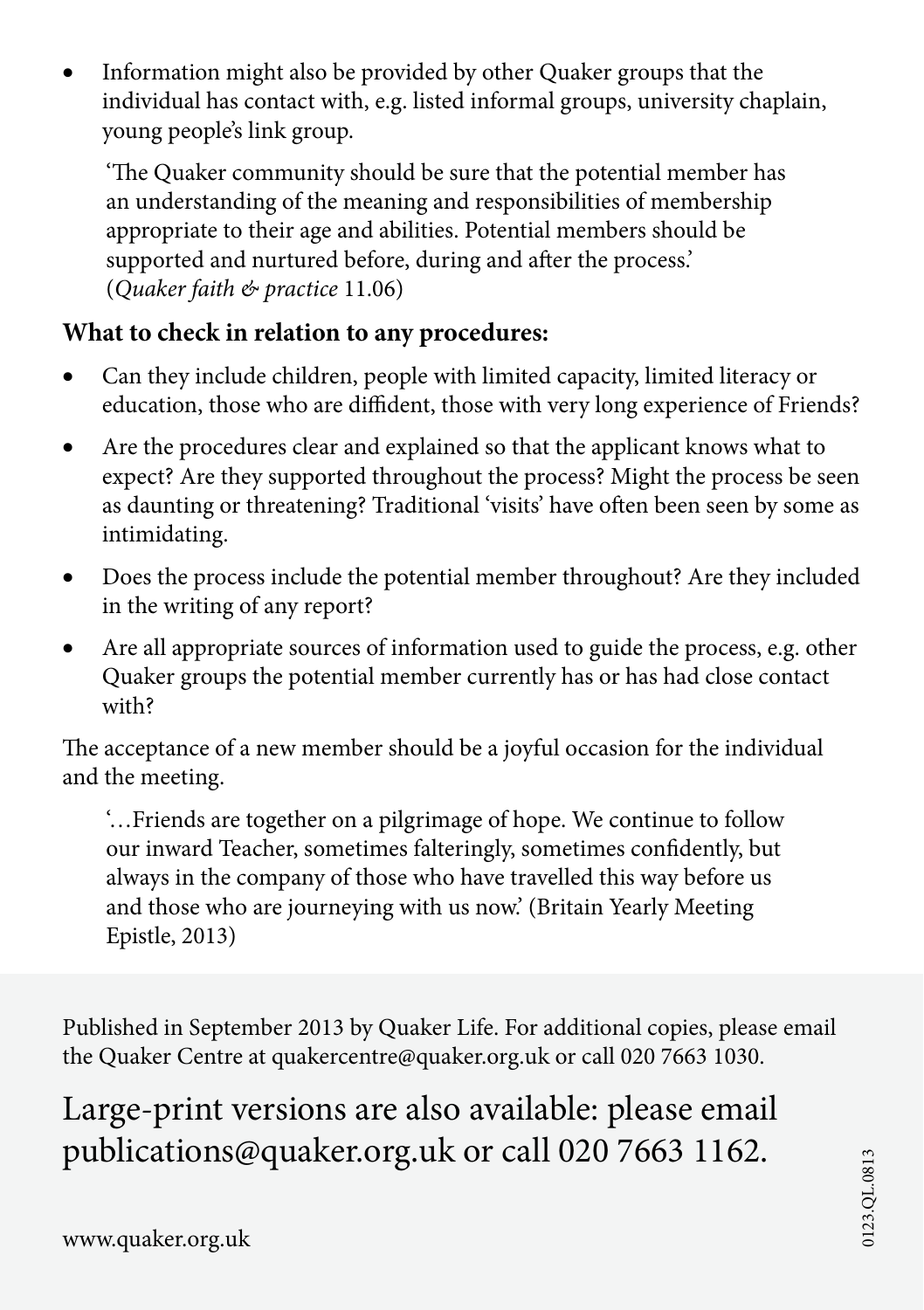- Information might also be provided by other Quaker groups that the individual has contact with, e.g. listed informal groups, university chaplain, young people's link group.

> 'The Quaker community should be sure that the potential member has an understanding of the meaning and responsibilities of membership appropriate to their age and abilities. Potential members should be supported and nurtured before, during and after the process.' (*Quaker faith & practice* 11.06)

**What to check in relation to any procedures:**

- Can they include children, people with limited capacity, limited literacy or education, those who are diffident, those with very long experience of Friends?
- Are the procedures clear and explained so that the applicant knows what to expect? Are they supported throughout the process? Might the process be seen as daunting or threatening? Traditional 'visits' have often been seen by some as intimidating.
- Does the process include the potential member throughout? Are they included in the writing of any report?
- Are all appropriate sources of information used to guide the process, e.g. other Quaker groups the potential member currently has or has had close contact with?

The acceptance of a new member should be a joyful occasion for the individual and the meeting.

> '…Friends are together on a pilgrimage of hope. We continue to follow our inward Teacher, sometimes falteringly, sometimes confidently, but always in the company of those who have travelled this way before us and those who are journeying with us now.' (Britain Yearly Meeting Epistle, 2013)

Published in September 2013 by Quaker Life. For additional copies, please email the Quaker Centre at quakercentre@quaker.org.uk or call 020 7663 1030.

Large-print versions are also available: please email publications@quaker.org.uk or call 020 7663 1162.

www.quaker.org.uk

0123.QL.0813